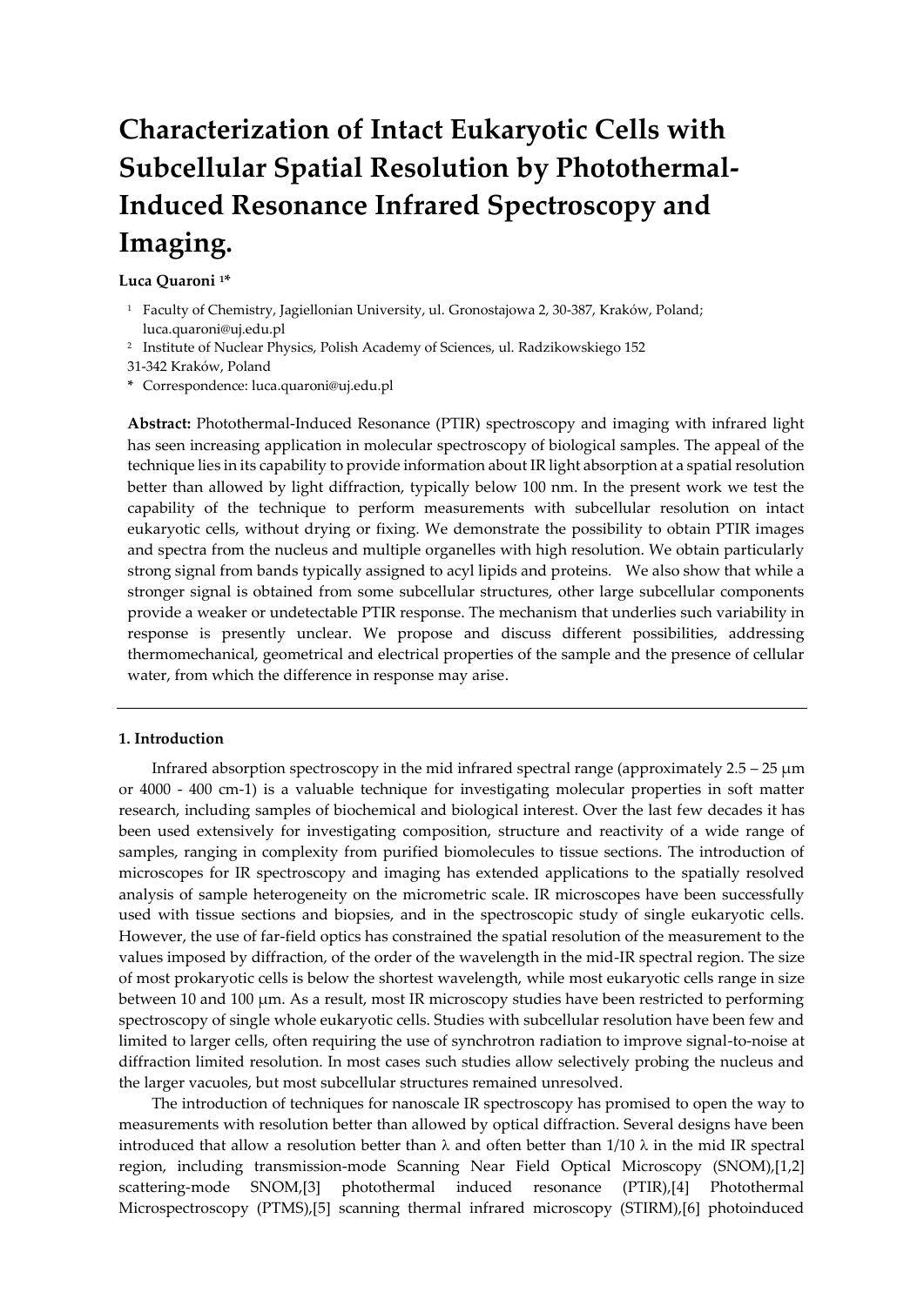# Characterization of Intact Eukaryotic Cells with Subcellular Spatial Resolution by Photothermal-Induced Resonance Infrared Spectroscopy and Imaging.

**Luca Quaroni [1]***

[1] Faculty of Chemistry, Jagiellonian University, ul. Gronostajowa 2, 30-387, Kraków, Poland; luca.quaroni@uj.edu.pl

[2] Institute of Nuclear Physics, Polish Academy of Sciences, ul. Radzikowskiego 152 31-342 Kraków, Poland

\* Correspondence: luca.quaroni@uj.edu.pl

**Abstract:** Photothermal-Induced Resonance (PTIR) spectroscopy and imaging with infrared light has seen increasing application in molecular spectroscopy of biological samples. The appeal of the technique lies in its capability to provide information about IR light absorption at a spatial resolution better than allowed by light diffraction, typically below 100 nm. In the present work we test the capability of the technique to perform measurements with subcellular resolution on intact eukaryotic cells, without drying or fixing. We demonstrate the possibility to obtain PTIR images and spectra from the nucleus and multiple organelles with high resolution. We obtain particularly strong signal from bands typically assigned to acyl lipids and proteins. We also show that while a stronger signal is obtained from some subcellular structures, other large subcellular components provide a weaker or undetectable PTIR response. The mechanism that underlies such variability in response is presently unclear. We propose and discuss different possibilities, addressing thermomechanical, geometrical and electrical properties of the sample and the presence of cellular water, from which the difference in response may arise.

## 1. Introduction

Infrared absorption spectroscopy in the mid infrared spectral range (approximately 2.5 – 25 μm or 4000 - 400 cm-1) is a valuable technique for investigating molecular properties in soft matter research, including samples of biochemical and biological interest. Over the last few decades it has been used extensively for investigating composition, structure and reactivity of a wide range of samples, ranging in complexity from purified biomolecules to tissue sections. The introduction of microscopes for IR spectroscopy and imaging has extended applications to the spatially resolved analysis of sample heterogeneity on the micrometric scale. IR microscopes have been successfully used with tissue sections and biopsies, and in the spectroscopic study of single eukaryotic cells. However, the use of far-field optics has constrained the spatial resolution of the measurement to the values imposed by diffraction, of the order of the wavelength in the mid-IR spectral region. The size of most prokaryotic cells is below the shortest wavelength, while most eukaryotic cells range in size between 10 and 100 μm. As a result, most IR microscopy studies have been restricted to performing spectroscopy of single whole eukaryotic cells. Studies with subcellular resolution have been few and limited to larger cells, often requiring the use of synchrotron radiation to improve signal-to-noise at diffraction limited resolution. In most cases such studies allow selectively probing the nucleus and the larger vacuoles, but most subcellular structures remained unresolved.

The introduction of techniques for nanoscale IR spectroscopy has promised to open the way to measurements with resolution better than allowed by optical diffraction. Several designs have been introduced that allow a resolution better than λ and often better than 1/10 λ in the mid IR spectral region, including transmission-mode Scanning Near Field Optical Microscopy (SNOM),[1,2] scattering-mode SNOM,[3] photothermal induced resonance (PTIR),[4] Photothermal Microspectroscopy (PTMS),[5] scanning thermal infrared microscopy (STIRM),[6] photoinduced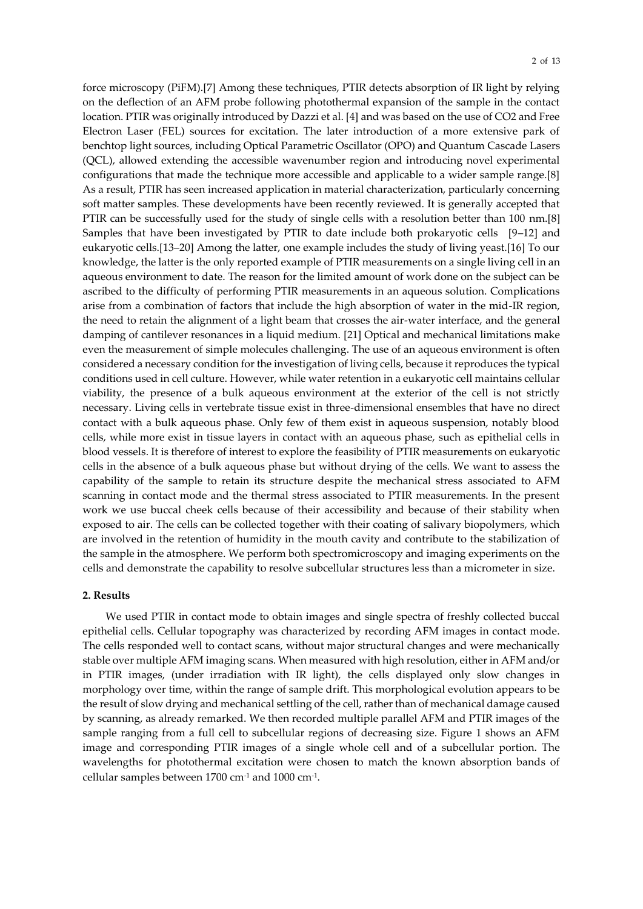force microscopy (PiFM).[7] Among these techniques, PTIR detects absorption of IR light by relying on the deflection of an AFM probe following photothermal expansion of the sample in the contact location. PTIR was originally introduced by Dazzi et al. [4] and was based on the use of CO2 and Free Electron Laser (FEL) sources for excitation. The later introduction of a more extensive park of benchtop light sources, including Optical Parametric Oscillator (OPO) and Quantum Cascade Lasers (QCL), allowed extending the accessible wavenumber region and introducing novel experimental configurations that made the technique more accessible and applicable to a wider sample range.[8] As a result, PTIR has seen increased application in material characterization, particularly concerning soft matter samples. These developments have been recently reviewed. It is generally accepted that PTIR can be successfully used for the study of single cells with a resolution better than 100 nm.[8] Samples that have been investigated by PTIR to date include both prokaryotic cells [9–12] and eukaryotic cells.[13–20] Among the latter, one example includes the study of living yeast.[16] To our knowledge, the latter is the only reported example of PTIR measurements on a single living cell in an aqueous environment to date. The reason for the limited amount of work done on the subject can be ascribed to the difficulty of performing PTIR measurements in an aqueous solution. Complications arise from a combination of factors that include the high absorption of water in the mid-IR region, the need to retain the alignment of a light beam that crosses the air-water interface, and the general damping of cantilever resonances in a liquid medium. [21] Optical and mechanical limitations make even the measurement of simple molecules challenging. The use of an aqueous environment is often considered a necessary condition for the investigation of living cells, because it reproduces the typical conditions used in cell culture. However, while water retention in a eukaryotic cell maintains cellular viability, the presence of a bulk aqueous environment at the exterior of the cell is not strictly necessary. Living cells in vertebrate tissue exist in three-dimensional ensembles that have no direct contact with a bulk aqueous phase. Only few of them exist in aqueous suspension, notably blood cells, while more exist in tissue layers in contact with an aqueous phase, such as epithelial cells in blood vessels. It is therefore of interest to explore the feasibility of PTIR measurements on eukaryotic cells in the absence of a bulk aqueous phase but without drying of the cells. We want to assess the capability of the sample to retain its structure despite the mechanical stress associated to AFM scanning in contact mode and the thermal stress associated to PTIR measurements. In the present work we use buccal cheek cells because of their accessibility and because of their stability when exposed to air. The cells can be collected together with their coating of salivary biopolymers, which are involved in the retention of humidity in the mouth cavity and contribute to the stabilization of the sample in the atmosphere. We perform both spectromicroscopy and imaging experiments on the cells and demonstrate the capability to resolve subcellular structures less than a micrometer in size.

## 2. Results

We used PTIR in contact mode to obtain images and single spectra of freshly collected buccal epithelial cells. Cellular topography was characterized by recording AFM images in contact mode. The cells responded well to contact scans, without major structural changes and were mechanically stable over multiple AFM imaging scans. When measured with high resolution, either in AFM and/or in PTIR images, (under irradiation with IR light), the cells displayed only slow changes in morphology over time, within the range of sample drift. This morphological evolution appears to be the result of slow drying and mechanical settling of the cell, rather than of mechanical damage caused by scanning, as already remarked. We then recorded multiple parallel AFM and PTIR images of the sample ranging from a full cell to subcellular regions of decreasing size. Figure 1 shows an AFM image and corresponding PTIR images of a single whole cell and of a subcellular portion. The wavelengths for photothermal excitation were chosen to match the known absorption bands of cellular samples between 1700 $cm^{-1}$ and 1000 $cm^{-1}$.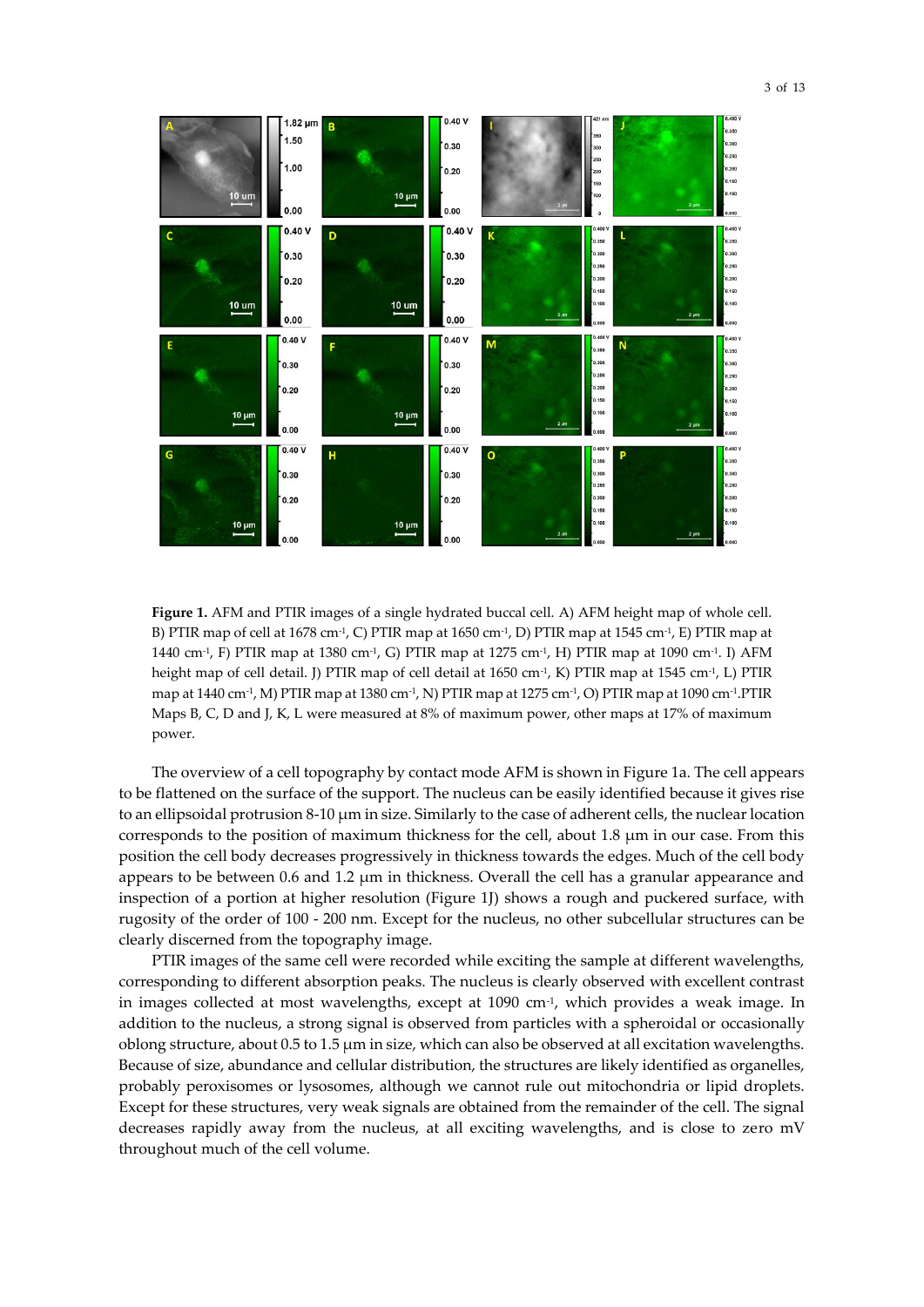**Figure 1.** AFM and PTIR images of a single hydrated buccal cell. A) AFM height map of whole cell. B) PTIR map of cell at 1678 cm$^{-1}$, C) PTIR map at 1650 cm$^{-1}$, D) PTIR map at 1545 cm$^{-1}$, E) PTIR map at 1440 cm$^{-1}$, F) PTIR map at 1380 cm$^{-1}$, G) PTIR map at 1275 cm$^{-1}$, H) PTIR map at 1090 cm$^{-1}$. I) AFM height map of cell detail. J) PTIR map of cell detail at 1650 cm$^{-1}$, K) PTIR map at 1545 cm$^{-1}$, L) PTIR map at 1440 cm$^{-1}$, M) PTIR map at 1380 cm$^{-1}$, N) PTIR map at 1275 cm$^{-1}$, O) PTIR map at 1090 cm$^{-1}$.PTIR Maps B, C, D and J, K, L were measured at 8% of maximum power, other maps at 17% of maximum power.

The overview of a cell topography by contact mode AFM is shown in Figure 1a. The cell appears to be flattened on the surface of the support. The nucleus can be easily identified because it gives rise to an ellipsoidal protrusion 8-10 µm in size. Similarly to the case of adherent cells, the nuclear location corresponds to the position of maximum thickness for the cell, about 1.8 µm in our case. From this position the cell body decreases progressively in thickness towards the edges. Much of the cell body appears to be between 0.6 and 1.2 µm in thickness. Overall the cell has a granular appearance and inspection of a portion at higher resolution (Figure 1J) shows a rough and puckered surface, with rugosity of the order of 100 - 200 nm. Except for the nucleus, no other subcellular structures can be clearly discerned from the topography image.

PTIR images of the same cell were recorded while exciting the sample at different wavelengths, corresponding to different absorption peaks. The nucleus is clearly observed with excellent contrast in images collected at most wavelengths, except at 1090 cm$^{-1}$, which provides a weak image. In addition to the nucleus, a strong signal is observed from particles with a spheroidal or occasionally oblong structure, about 0.5 to 1.5 µm in size, which can also be observed at all excitation wavelengths. Because of size, abundance and cellular distribution, the structures are likely identified as organelles, probably peroxisomes or lysosomes, although we cannot rule out mitochondria or lipid droplets. Except for these structures, very weak signals are obtained from the remainder of the cell. The signal decreases rapidly away from the nucleus, at all exciting wavelengths, and is close to zero mV throughout much of the cell volume.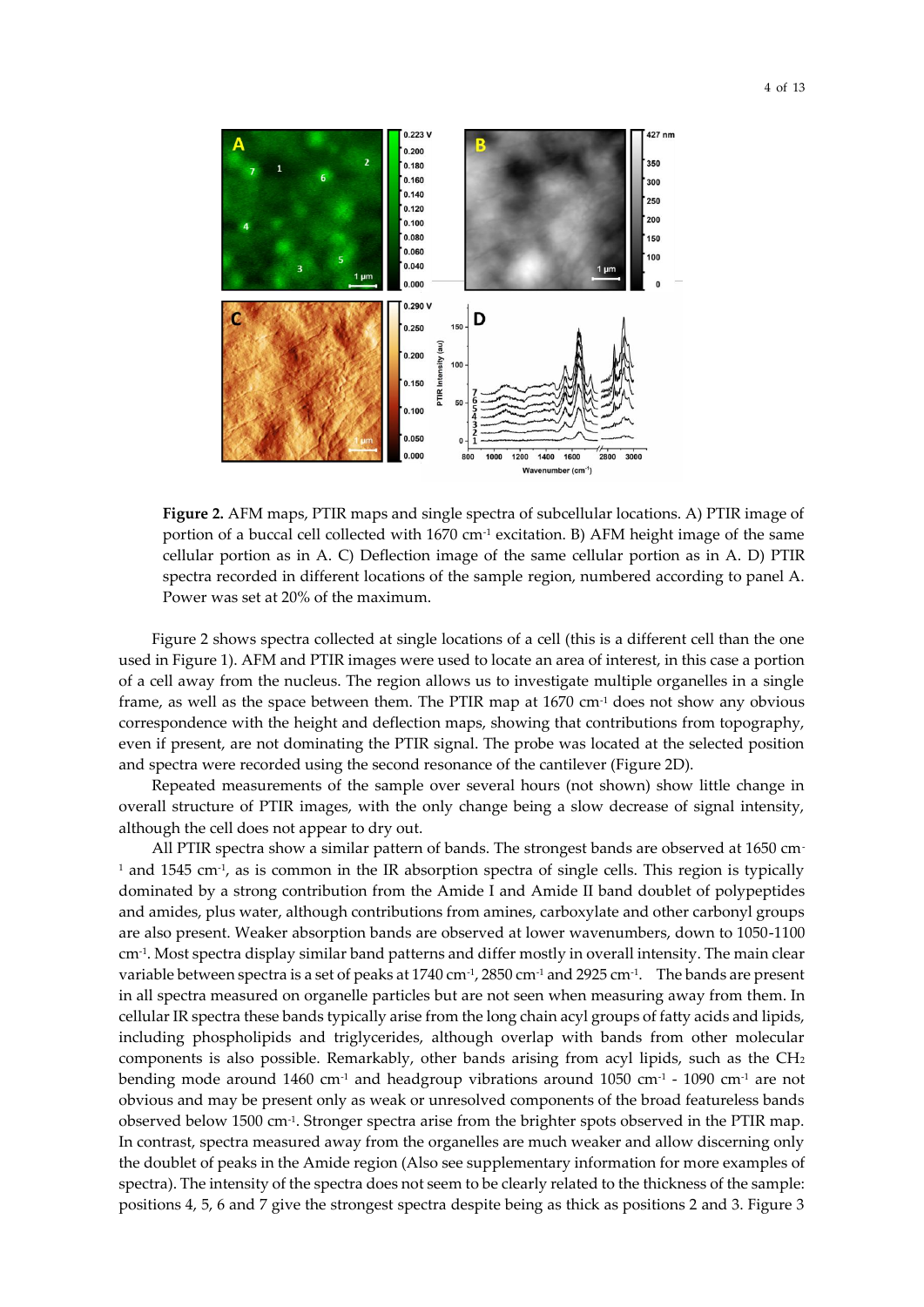**Figure 2.** AFM maps, PTIR maps and single spectra of subcellular locations. A) PTIR image of portion of a buccal cell collected with 1670 $cm^{-1}$ excitation. B) AFM height image of the same cellular portion as in A. C) Deflection image of the same cellular portion as in A. D) PTIR spectra recorded in different locations of the sample region, numbered according to panel A. Power was set at 20% of the maximum.

Figure 2 shows spectra collected at single locations of a cell (this is a different cell than the one used in Figure 1). AFM and PTIR images were used to locate an area of interest, in this case a portion of a cell away from the nucleus. The region allows us to investigate multiple organelles in a single frame, as well as the space between them. The PTIR map at 1670 $cm^{-1}$ does not show any obvious correspondence with the height and deflection maps, showing that contributions from topography, even if present, are not dominating the PTIR signal. The probe was located at the selected position and spectra were recorded using the second resonance of the cantilever (Figure 2D).

Repeated measurements of the sample over several hours (not shown) show little change in overall structure of PTIR images, with the only change being a slow decrease of signal intensity, although the cell does not appear to dry out.

All PTIR spectra show a similar pattern of bands. The strongest bands are observed at 1650 $cm^{-1}$ and 1545 $cm^{-1}$, as is common in the IR absorption spectra of single cells. This region is typically dominated by a strong contribution from the Amide I and Amide II band doublet of polypeptides and amides, plus water, although contributions from amines, carboxylate and other carbonyl groups are also present. Weaker absorption bands are observed at lower wavenumbers, down to 1050-1100 $cm^{-1}$. Most spectra display similar band patterns and differ mostly in overall intensity. The main clear variable between spectra is a set of peaks at 1740 $cm^{-1}$, 2850 $cm^{-1}$ and 2925 $cm^{-1}$. The bands are present in all spectra measured on organelle particles but are not seen when measuring away from them. In cellular IR spectra these bands typically arise from the long chain acyl groups of fatty acids and lipids, including phospholipids and triglycerides, although overlap with bands from other molecular components is also possible. Remarkably, other bands arising from acyl lipids, such as the $CH_2$ bending mode around 1460 $cm^{-1}$ and headgroup vibrations around 1050 $cm^{-1}$ - 1090 $cm^{-1}$ are not obvious and may be present only as weak or unresolved components of the broad featureless bands observed below 1500 $cm^{-1}$. Stronger spectra arise from the brighter spots observed in the PTIR map. In contrast, spectra measured away from the organelles are much weaker and allow discerning only the doublet of peaks in the Amide region (Also see supplementary information for more examples of spectra). The intensity of the spectra does not seem to be clearly related to the thickness of the sample: positions 4, 5, 6 and 7 give the strongest spectra despite being as thick as positions 2 and 3. Figure 3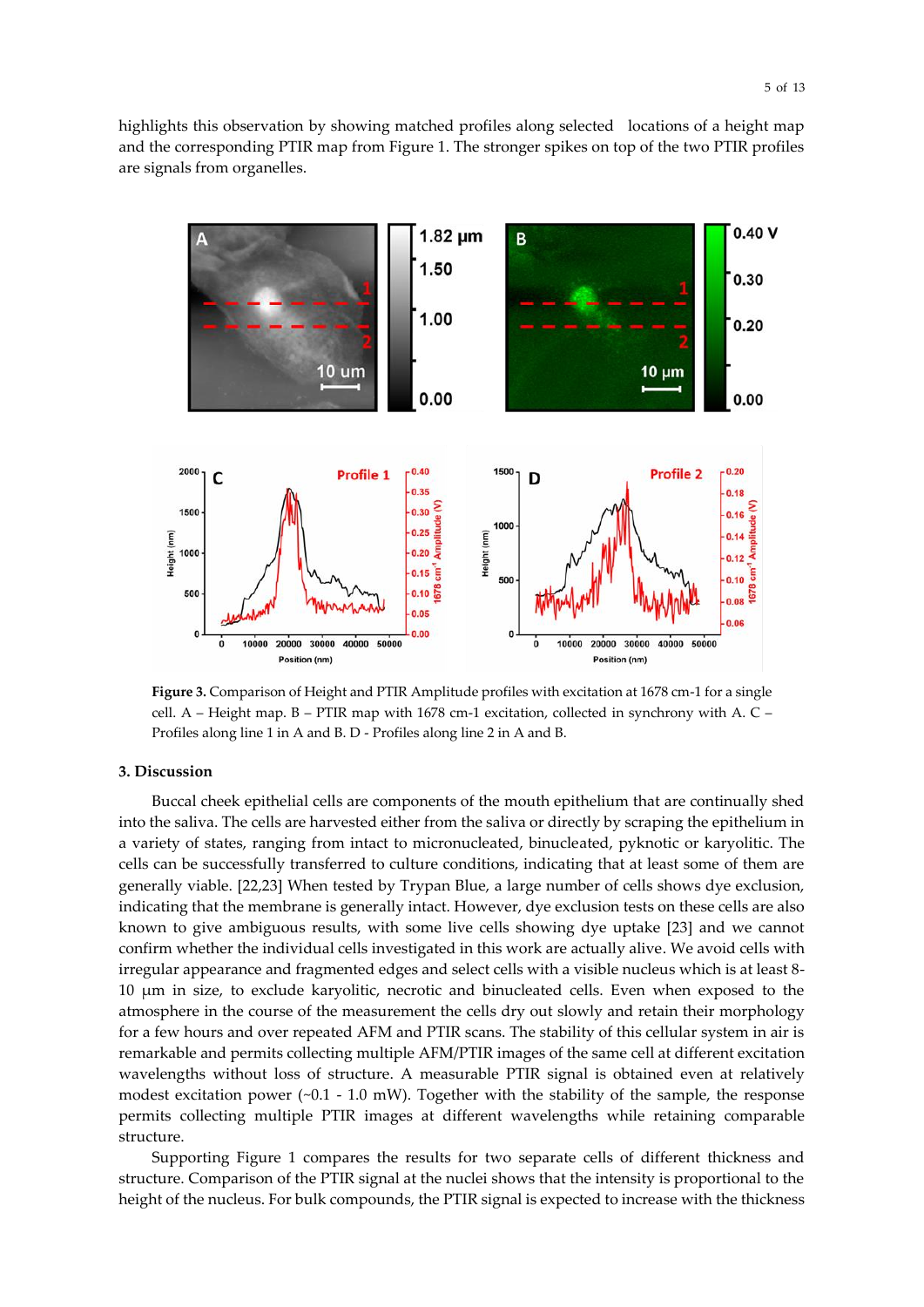highlights this observation by showing matched profiles along selected locations of a height map and the corresponding PTIR map from Figure 1. The stronger spikes on top of the two PTIR profiles are signals from organelles.

**Figure 3.** Comparison of Height and PTIR Amplitude profiles with excitation at 1678 cm-1 for a single cell. A – Height map. B – PTIR map with 1678 cm-1 excitation, collected in synchrony with A. C – Profiles along line 1 in A and B. D - Profiles along line 2 in A and B.

## 3. Discussion

Buccal cheek epithelial cells are components of the mouth epithelium that are continually shed into the saliva. The cells are harvested either from the saliva or directly by scraping the epithelium in a variety of states, ranging from intact to micronucleated, binucleated, pyknotic or karyolitic. The cells can be successfully transferred to culture conditions, indicating that at least some of them are generally viable. [22,23] When tested by Trypan Blue, a large number of cells shows dye exclusion, indicating that the membrane is generally intact. However, dye exclusion tests on these cells are also known to give ambiguous results, with some live cells showing dye uptake [23] and we cannot confirm whether the individual cells investigated in this work are actually alive. We avoid cells with irregular appearance and fragmented edges and select cells with a visible nucleus which is at least 8-10 μm in size, to exclude karyolitic, necrotic and binucleated cells. Even when exposed to the atmosphere in the course of the measurement the cells dry out slowly and retain their morphology for a few hours and over repeated AFM and PTIR scans. The stability of this cellular system in air is remarkable and permits collecting multiple AFM/PTIR images of the same cell at different excitation wavelengths without loss of structure. A measurable PTIR signal is obtained even at relatively modest excitation power (~0.1 - 1.0 mW). Together with the stability of the sample, the response permits collecting multiple PTIR images at different wavelengths while retaining comparable structure.

Supporting Figure 1 compares the results for two separate cells of different thickness and structure. Comparison of the PTIR signal at the nuclei shows that the intensity is proportional to the height of the nucleus. For bulk compounds, the PTIR signal is expected to increase with the thickness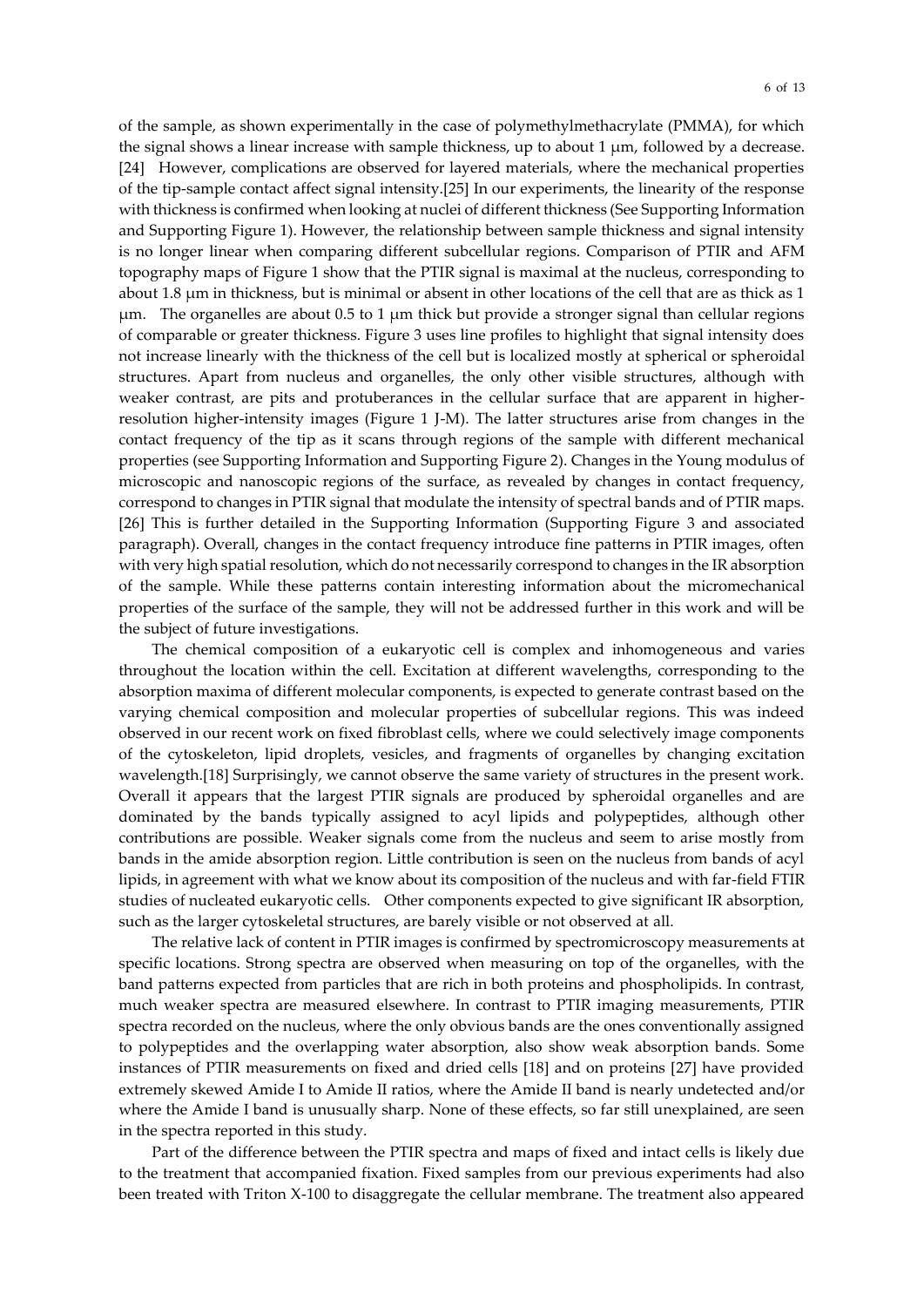of the sample, as shown experimentally in the case of polymethylmethacrylate (PMMA), for which the signal shows a linear increase with sample thickness, up to about 1 μm, followed by a decrease. [24] However, complications are observed for layered materials, where the mechanical properties of the tip-sample contact affect signal intensity.[25] In our experiments, the linearity of the response with thickness is confirmed when looking at nuclei of different thickness (See Supporting Information and Supporting Figure 1). However, the relationship between sample thickness and signal intensity is no longer linear when comparing different subcellular regions. Comparison of PTIR and AFM topography maps of Figure 1 show that the PTIR signal is maximal at the nucleus, corresponding to about 1.8 μm in thickness, but is minimal or absent in other locations of the cell that are as thick as 1 μm. The organelles are about 0.5 to 1 μm thick but provide a stronger signal than cellular regions of comparable or greater thickness. Figure 3 uses line profiles to highlight that signal intensity does not increase linearly with the thickness of the cell but is localized mostly at spherical or spheroidal structures. Apart from nucleus and organelles, the only other visible structures, although with weaker contrast, are pits and protuberances in the cellular surface that are apparent in higher-resolution higher-intensity images (Figure 1 J-M). The latter structures arise from changes in the contact frequency of the tip as it scans through regions of the sample with different mechanical properties (see Supporting Information and Supporting Figure 2). Changes in the Young modulus of microscopic and nanoscopic regions of the surface, as revealed by changes in contact frequency, correspond to changes in PTIR signal that modulate the intensity of spectral bands and of PTIR maps. [26] This is further detailed in the Supporting Information (Supporting Figure 3 and associated paragraph). Overall, changes in the contact frequency introduce fine patterns in PTIR images, often with very high spatial resolution, which do not necessarily correspond to changes in the IR absorption of the sample. While these patterns contain interesting information about the micromechanical properties of the surface of the sample, they will not be addressed further in this work and will be the subject of future investigations.

The chemical composition of a eukaryotic cell is complex and inhomogeneous and varies throughout the location within the cell. Excitation at different wavelengths, corresponding to the absorption maxima of different molecular components, is expected to generate contrast based on the varying chemical composition and molecular properties of subcellular regions. This was indeed observed in our recent work on fixed fibroblast cells, where we could selectively image components of the cytoskeleton, lipid droplets, vesicles, and fragments of organelles by changing excitation wavelength.[18] Surprisingly, we cannot observe the same variety of structures in the present work. Overall it appears that the largest PTIR signals are produced by spheroidal organelles and are dominated by the bands typically assigned to acyl lipids and polypeptides, although other contributions are possible. Weaker signals come from the nucleus and seem to arise mostly from bands in the amide absorption region. Little contribution is seen on the nucleus from bands of acyl lipids, in agreement with what we know about its composition of the nucleus and with far-field FTIR studies of nucleated eukaryotic cells. Other components expected to give significant IR absorption, such as the larger cytoskeletal structures, are barely visible or not observed at all.

The relative lack of content in PTIR images is confirmed by spectromicroscopy measurements at specific locations. Strong spectra are observed when measuring on top of the organelles, with the band patterns expected from particles that are rich in both proteins and phospholipids. In contrast, much weaker spectra are measured elsewhere. In contrast to PTIR imaging measurements, PTIR spectra recorded on the nucleus, where the only obvious bands are the ones conventionally assigned to polypeptides and the overlapping water absorption, also show weak absorption bands. Some instances of PTIR measurements on fixed and dried cells [18] and on proteins [27] have provided extremely skewed Amide I to Amide II ratios, where the Amide II band is nearly undetected and/or where the Amide I band is unusually sharp. None of these effects, so far still unexplained, are seen in the spectra reported in this study.

Part of the difference between the PTIR spectra and maps of fixed and intact cells is likely due to the treatment that accompanied fixation. Fixed samples from our previous experiments had also been treated with Triton X-100 to disaggregate the cellular membrane. The treatment also appeared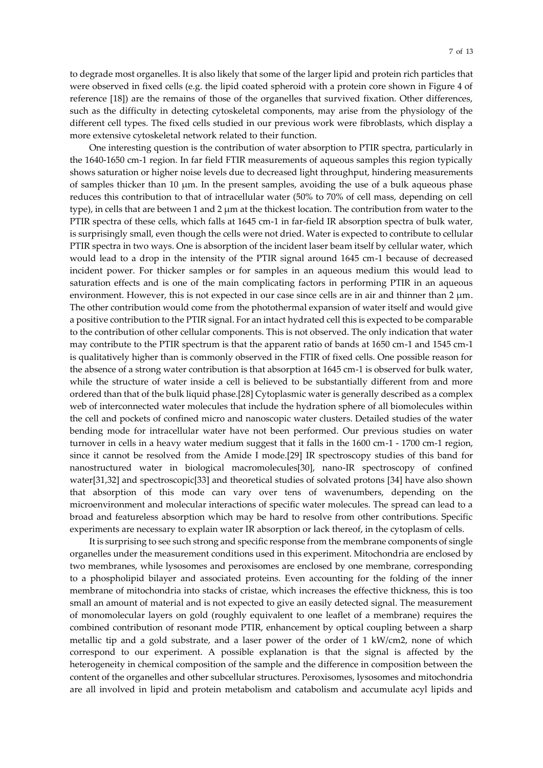to degrade most organelles. It is also likely that some of the larger lipid and protein rich particles that were observed in fixed cells (e.g. the lipid coated spheroid with a protein core shown in Figure 4 of reference [18]) are the remains of those of the organelles that survived fixation. Other differences, such as the difficulty in detecting cytoskeletal components, may arise from the physiology of the different cell types. The fixed cells studied in our previous work were fibroblasts, which display a more extensive cytoskeletal network related to their function.

One interesting question is the contribution of water absorption to PTIR spectra, particularly in the 1640-1650 cm-1 region. In far field FTIR measurements of aqueous samples this region typically shows saturation or higher noise levels due to decreased light throughput, hindering measurements of samples thicker than 10 μm. In the present samples, avoiding the use of a bulk aqueous phase reduces this contribution to that of intracellular water (50% to 70% of cell mass, depending on cell type), in cells that are between 1 and 2 μm at the thickest location. The contribution from water to the PTIR spectra of these cells, which falls at 1645 cm-1 in far-field IR absorption spectra of bulk water, is surprisingly small, even though the cells were not dried. Water is expected to contribute to cellular PTIR spectra in two ways. One is absorption of the incident laser beam itself by cellular water, which would lead to a drop in the intensity of the PTIR signal around 1645 cm-1 because of decreased incident power. For thicker samples or for samples in an aqueous medium this would lead to saturation effects and is one of the main complicating factors in performing PTIR in an aqueous environment. However, this is not expected in our case since cells are in air and thinner than 2 μm. The other contribution would come from the photothermal expansion of water itself and would give a positive contribution to the PTIR signal. For an intact hydrated cell this is expected to be comparable to the contribution of other cellular components. This is not observed. The only indication that water may contribute to the PTIR spectrum is that the apparent ratio of bands at 1650 cm-1 and 1545 cm-1 is qualitatively higher than is commonly observed in the FTIR of fixed cells. One possible reason for the absence of a strong water contribution is that absorption at 1645 cm-1 is observed for bulk water, while the structure of water inside a cell is believed to be substantially different from and more ordered than that of the bulk liquid phase.[28] Cytoplasmic water is generally described as a complex web of interconnected water molecules that include the hydration sphere of all biomolecules within the cell and pockets of confined micro and nanoscopic water clusters. Detailed studies of the water bending mode for intracellular water have not been performed. Our previous studies on water turnover in cells in a heavy water medium suggest that it falls in the 1600 cm-1 - 1700 cm-1 region, since it cannot be resolved from the Amide I mode.[29] IR spectroscopy studies of this band for nanostructured water in biological macromolecules[30], nano-IR spectroscopy of confined water[31,32] and spectroscopic[33] and theoretical studies of solvated protons [34] have also shown that absorption of this mode can vary over tens of wavenumbers, depending on the microenvironment and molecular interactions of specific water molecules. The spread can lead to a broad and featureless absorption which may be hard to resolve from other contributions. Specific experiments are necessary to explain water IR absorption or lack thereof, in the cytoplasm of cells.

It is surprising to see such strong and specific response from the membrane components of single organelles under the measurement conditions used in this experiment. Mitochondria are enclosed by two membranes, while lysosomes and peroxisomes are enclosed by one membrane, corresponding to a phospholipid bilayer and associated proteins. Even accounting for the folding of the inner membrane of mitochondria into stacks of cristae, which increases the effective thickness, this is too small an amount of material and is not expected to give an easily detected signal. The measurement of monomolecular layers on gold (roughly equivalent to one leaflet of a membrane) requires the combined contribution of resonant mode PTIR, enhancement by optical coupling between a sharp metallic tip and a gold substrate, and a laser power of the order of 1 kW/cm2, none of which correspond to our experiment. A possible explanation is that the signal is affected by the heterogeneity in chemical composition of the sample and the difference in composition between the content of the organelles and other subcellular structures. Peroxisomes, lysosomes and mitochondria are all involved in lipid and protein metabolism and catabolism and accumulate acyl lipids and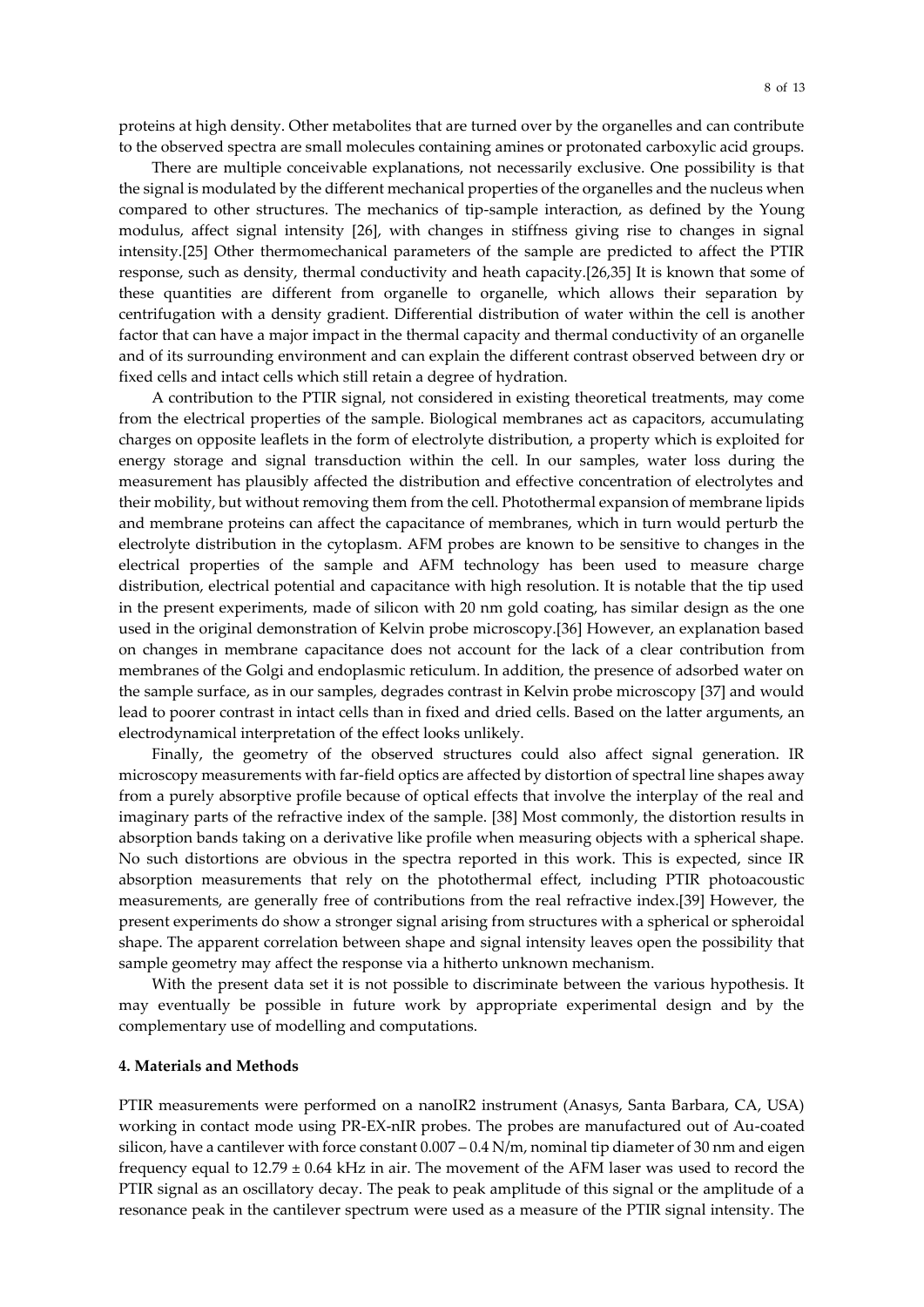proteins at high density. Other metabolites that are turned over by the organelles and can contribute to the observed spectra are small molecules containing amines or protonated carboxylic acid groups.

There are multiple conceivable explanations, not necessarily exclusive. One possibility is that the signal is modulated by the different mechanical properties of the organelles and the nucleus when compared to other structures. The mechanics of tip-sample interaction, as defined by the Young modulus, affect signal intensity [26], with changes in stiffness giving rise to changes in signal intensity.[25] Other thermomechanical parameters of the sample are predicted to affect the PTIR response, such as density, thermal conductivity and heath capacity.[26,35] It is known that some of these quantities are different from organelle to organelle, which allows their separation by centrifugation with a density gradient. Differential distribution of water within the cell is another factor that can have a major impact in the thermal capacity and thermal conductivity of an organelle and of its surrounding environment and can explain the different contrast observed between dry or fixed cells and intact cells which still retain a degree of hydration.

A contribution to the PTIR signal, not considered in existing theoretical treatments, may come from the electrical properties of the sample. Biological membranes act as capacitors, accumulating charges on opposite leaflets in the form of electrolyte distribution, a property which is exploited for energy storage and signal transduction within the cell. In our samples, water loss during the measurement has plausibly affected the distribution and effective concentration of electrolytes and their mobility, but without removing them from the cell. Photothermal expansion of membrane lipids and membrane proteins can affect the capacitance of membranes, which in turn would perturb the electrolyte distribution in the cytoplasm. AFM probes are known to be sensitive to changes in the electrical properties of the sample and AFM technology has been used to measure charge distribution, electrical potential and capacitance with high resolution. It is notable that the tip used in the present experiments, made of silicon with 20 nm gold coating, has similar design as the one used in the original demonstration of Kelvin probe microscopy.[36] However, an explanation based on changes in membrane capacitance does not account for the lack of a clear contribution from membranes of the Golgi and endoplasmic reticulum. In addition, the presence of adsorbed water on the sample surface, as in our samples, degrades contrast in Kelvin probe microscopy [37] and would lead to poorer contrast in intact cells than in fixed and dried cells. Based on the latter arguments, an electrodynamical interpretation of the effect looks unlikely.

Finally, the geometry of the observed structures could also affect signal generation. IR microscopy measurements with far-field optics are affected by distortion of spectral line shapes away from a purely absorptive profile because of optical effects that involve the interplay of the real and imaginary parts of the refractive index of the sample. [38] Most commonly, the distortion results in absorption bands taking on a derivative like profile when measuring objects with a spherical shape. No such distortions are obvious in the spectra reported in this work. This is expected, since IR absorption measurements that rely on the photothermal effect, including PTIR photoacoustic measurements, are generally free of contributions from the real refractive index.[39] However, the present experiments do show a stronger signal arising from structures with a spherical or spheroidal shape. The apparent correlation between shape and signal intensity leaves open the possibility that sample geometry may affect the response via a hitherto unknown mechanism.

With the present data set it is not possible to discriminate between the various hypothesis. It may eventually be possible in future work by appropriate experimental design and by the complementary use of modelling and computations.

## 4. Materials and Methods

PTIR measurements were performed on a nanoIR2 instrument (Anasys, Santa Barbara, CA, USA) working in contact mode using PR-EX-nIR probes. The probes are manufactured out of Au-coated silicon, have a cantilever with force constant 0.007 – 0.4 N/m, nominal tip diameter of 30 nm and eigen frequency equal to $12.79 \pm 0.64$ kHz in air. The movement of the AFM laser was used to record the PTIR signal as an oscillatory decay. The peak to peak amplitude of this signal or the amplitude of a resonance peak in the cantilever spectrum were used as a measure of the PTIR signal intensity. The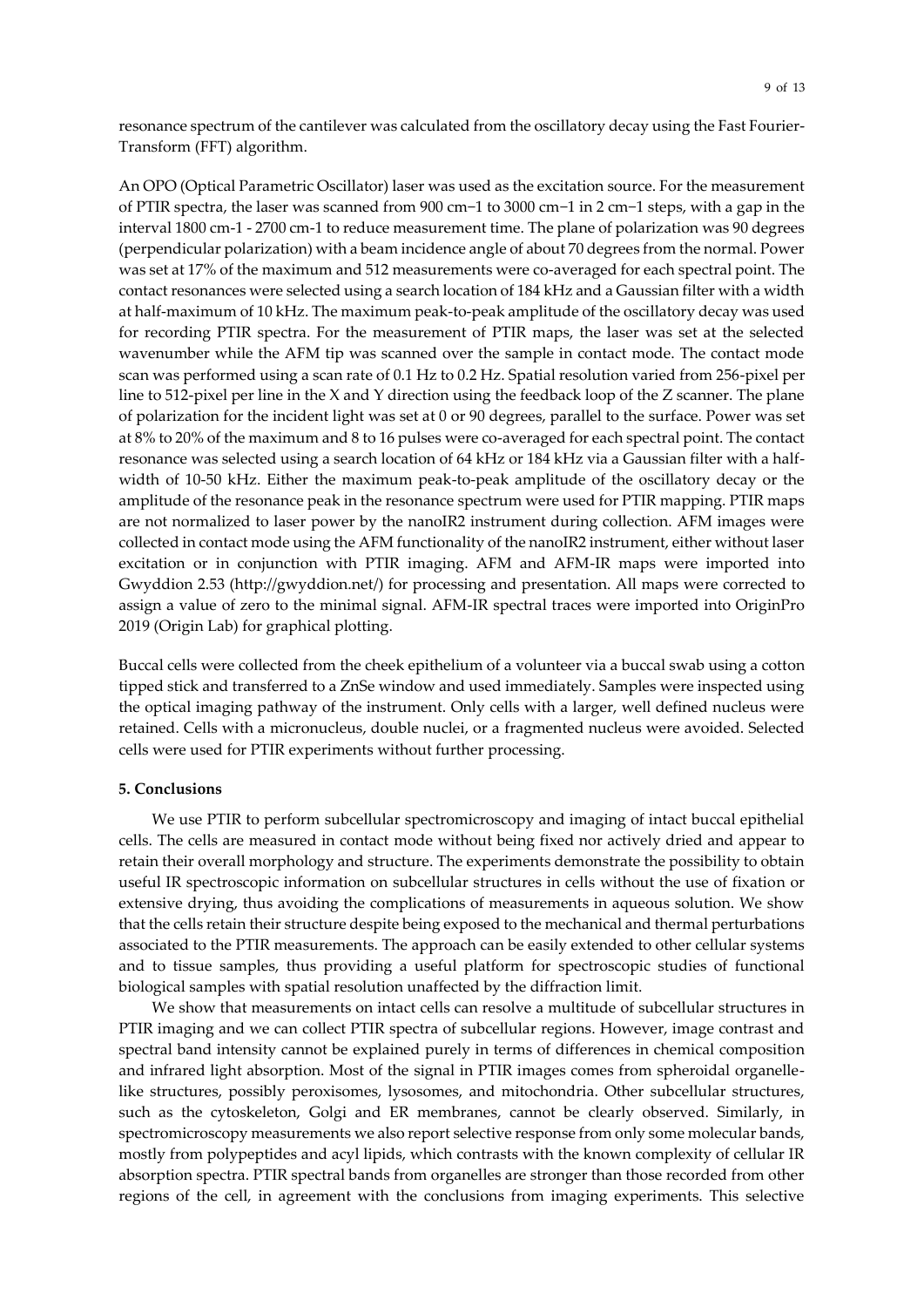resonance spectrum of the cantilever was calculated from the oscillatory decay using the Fast Fourier-Transform (FFT) algorithm.

An OPO (Optical Parametric Oscillator) laser was used as the excitation source. For the measurement of PTIR spectra, the laser was scanned from 900 cm−1 to 3000 cm−1 in 2 cm−1 steps, with a gap in the interval 1800 cm-1 - 2700 cm-1 to reduce measurement time. The plane of polarization was 90 degrees (perpendicular polarization) with a beam incidence angle of about 70 degrees from the normal. Power was set at 17% of the maximum and 512 measurements were co-averaged for each spectral point. The contact resonances were selected using a search location of 184 kHz and a Gaussian filter with a width at half-maximum of 10 kHz. The maximum peak-to-peak amplitude of the oscillatory decay was used for recording PTIR spectra. For the measurement of PTIR maps, the laser was set at the selected wavenumber while the AFM tip was scanned over the sample in contact mode. The contact mode scan was performed using a scan rate of 0.1 Hz to 0.2 Hz. Spatial resolution varied from 256-pixel per line to 512-pixel per line in the X and Y direction using the feedback loop of the Z scanner. The plane of polarization for the incident light was set at 0 or 90 degrees, parallel to the surface. Power was set at 8% to 20% of the maximum and 8 to 16 pulses were co-averaged for each spectral point. The contact resonance was selected using a search location of 64 kHz or 184 kHz via a Gaussian filter with a half-width of 10-50 kHz. Either the maximum peak-to-peak amplitude of the oscillatory decay or the amplitude of the resonance peak in the resonance spectrum were used for PTIR mapping. PTIR maps are not normalized to laser power by the nanoIR2 instrument during collection. AFM images were collected in contact mode using the AFM functionality of the nanoIR2 instrument, either without laser excitation or in conjunction with PTIR imaging. AFM and AFM-IR maps were imported into Gwyddion 2.53 (http://gwyddion.net/) for processing and presentation. All maps were corrected to assign a value of zero to the minimal signal. AFM-IR spectral traces were imported into OriginPro 2019 (Origin Lab) for graphical plotting.

Buccal cells were collected from the cheek epithelium of a volunteer via a buccal swab using a cotton tipped stick and transferred to a ZnSe window and used immediately. Samples were inspected using the optical imaging pathway of the instrument. Only cells with a larger, well defined nucleus were retained. Cells with a micronucleus, double nuclei, or a fragmented nucleus were avoided. Selected cells were used for PTIR experiments without further processing.

## 5. Conclusions

We use PTIR to perform subcellular spectromicroscopy and imaging of intact buccal epithelial cells. The cells are measured in contact mode without being fixed nor actively dried and appear to retain their overall morphology and structure. The experiments demonstrate the possibility to obtain useful IR spectroscopic information on subcellular structures in cells without the use of fixation or extensive drying, thus avoiding the complications of measurements in aqueous solution. We show that the cells retain their structure despite being exposed to the mechanical and thermal perturbations associated to the PTIR measurements. The approach can be easily extended to other cellular systems and to tissue samples, thus providing a useful platform for spectroscopic studies of functional biological samples with spatial resolution unaffected by the diffraction limit.

We show that measurements on intact cells can resolve a multitude of subcellular structures in PTIR imaging and we can collect PTIR spectra of subcellular regions. However, image contrast and spectral band intensity cannot be explained purely in terms of differences in chemical composition and infrared light absorption. Most of the signal in PTIR images comes from spheroidal organelle-like structures, possibly peroxisomes, lysosomes, and mitochondria. Other subcellular structures, such as the cytoskeleton, Golgi and ER membranes, cannot be clearly observed. Similarly, in spectromicroscopy measurements we also report selective response from only some molecular bands, mostly from polypeptides and acyl lipids, which contrasts with the known complexity of cellular IR absorption spectra. PTIR spectral bands from organelles are stronger than those recorded from other regions of the cell, in agreement with the conclusions from imaging experiments. This selective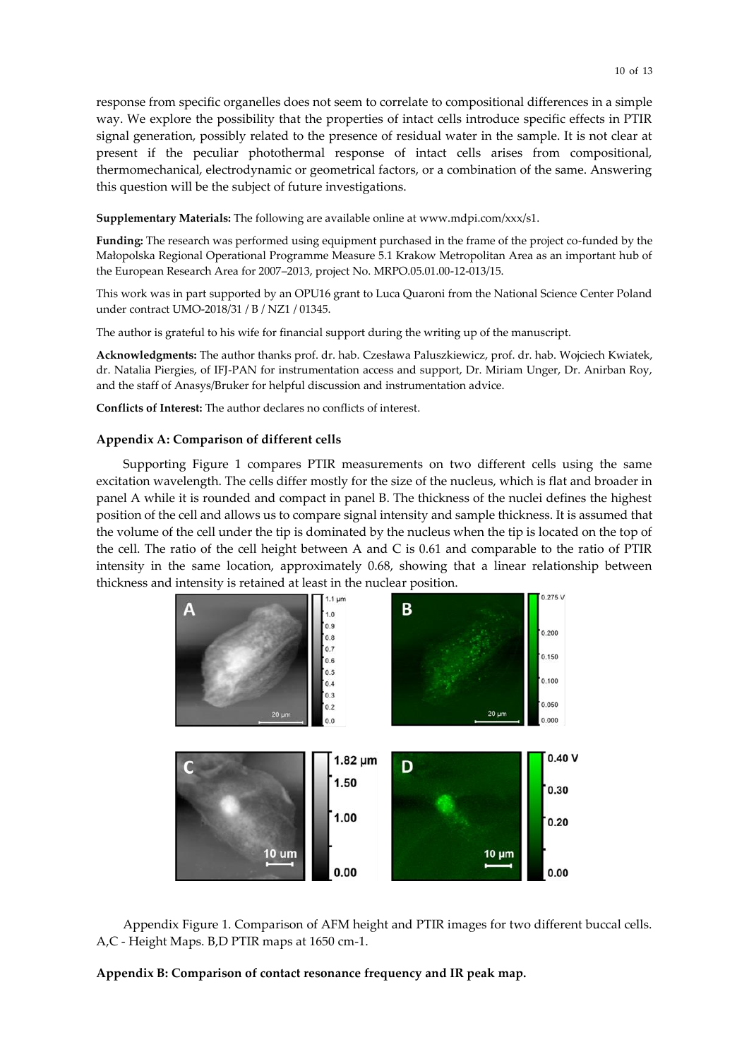response from specific organelles does not seem to correlate to compositional differences in a simple way. We explore the possibility that the properties of intact cells introduce specific effects in PTIR signal generation, possibly related to the presence of residual water in the sample. It is not clear at present if the peculiar photothermal response of intact cells arises from compositional, thermomechanical, electrodynamic or geometrical factors, or a combination of the same. Answering this question will be the subject of future investigations.

**Supplementary Materials:** The following are available online at www.mdpi.com/xxx/s1.

**Funding:** The research was performed using equipment purchased in the frame of the project co-funded by the Małopolska Regional Operational Programme Measure 5.1 Krakow Metropolitan Area as an important hub of the European Research Area for 2007–2013, project No. MRPO.05.01.00-12-013/15.

This work was in part supported by an OPU16 grant to Luca Quaroni from the National Science Center Poland under contract UMO-2018/31 / B / NZ1 / 01345.

The author is grateful to his wife for financial support during the writing up of the manuscript.

**Acknowledgments:** The author thanks prof. dr. hab. Czesława Paluszkiewicz, prof. dr. hab. Wojciech Kwiatek, dr. Natalia Piergies, of IFJ-PAN for instrumentation access and support, Dr. Miriam Unger, Dr. Anirban Roy, and the staff of Anasys/Bruker for helpful discussion and instrumentation advice.

**Conflicts of Interest:** The author declares no conflicts of interest.

## Appendix A: Comparison of different cells

Supporting Figure 1 compares PTIR measurements on two different cells using the same excitation wavelength. The cells differ mostly for the size of the nucleus, which is flat and broader in panel A while it is rounded and compact in panel B. The thickness of the nuclei defines the highest position of the cell and allows us to compare signal intensity and sample thickness. It is assumed that the volume of the cell under the tip is dominated by the nucleus when the tip is located on the top of the cell. The ratio of the cell height between A and C is 0.61 and comparable to the ratio of PTIR intensity in the same location, approximately 0.68, showing that a linear relationship between thickness and intensity is retained at least in the nuclear position.

Appendix Figure 1. Comparison of AFM height and PTIR images for two different buccal cells. A,C - Height Maps. B,D PTIR maps at 1650 cm-1.

## Appendix B: Comparison of contact resonance frequency and IR peak map.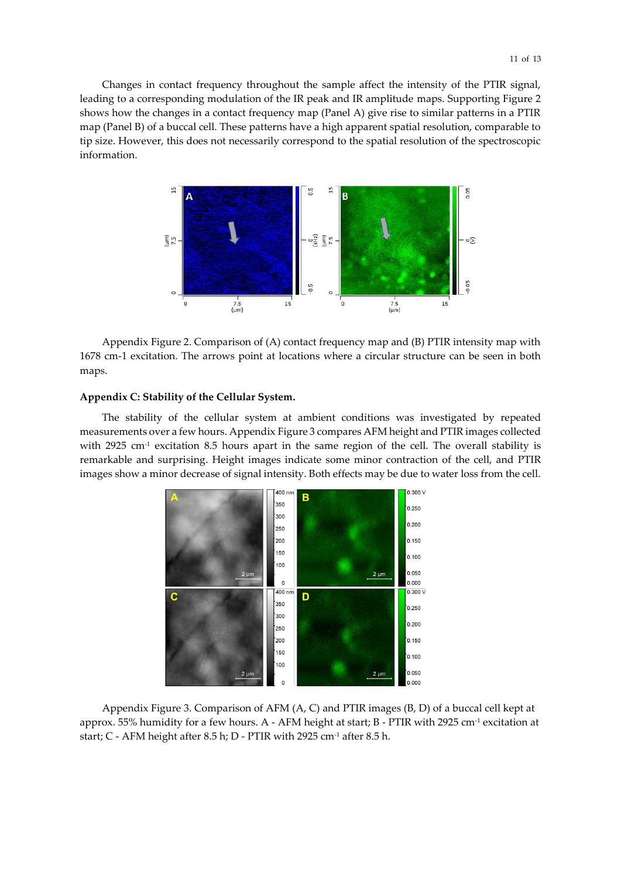Changes in contact frequency throughout the sample affect the intensity of the PTIR signal, leading to a corresponding modulation of the IR peak and IR amplitude maps. Supporting Figure 2 shows how the changes in a contact frequency map (Panel A) give rise to similar patterns in a PTIR map (Panel B) of a buccal cell. These patterns have a high apparent spatial resolution, comparable to tip size. However, this does not necessarily correspond to the spatial resolution of the spectroscopic information.

Appendix Figure 2. Comparison of (A) contact frequency map and (B) PTIR intensity map with 1678 cm-1 excitation. The arrows point at locations where a circular structure can be seen in both maps.

**Appendix C: Stability of the Cellular System.**

The stability of the cellular system at ambient conditions was investigated by repeated measurements over a few hours. Appendix Figure 3 compares AFM height and PTIR images collected with 2925 cm$^{-1}$ excitation 8.5 hours apart in the same region of the cell. The overall stability is remarkable and surprising. Height images indicate some minor contraction of the cell, and PTIR images show a minor decrease of signal intensity. Both effects may be due to water loss from the cell.

Appendix Figure 3. Comparison of AFM (A, C) and PTIR images (B, D) of a buccal cell kept at approx. 55% humidity for a few hours. A - AFM height at start; B - PTIR with 2925 cm$^{-1}$ excitation at start; C - AFM height after 8.5 h; D - PTIR with 2925 cm$^{-1}$ after 8.5 h.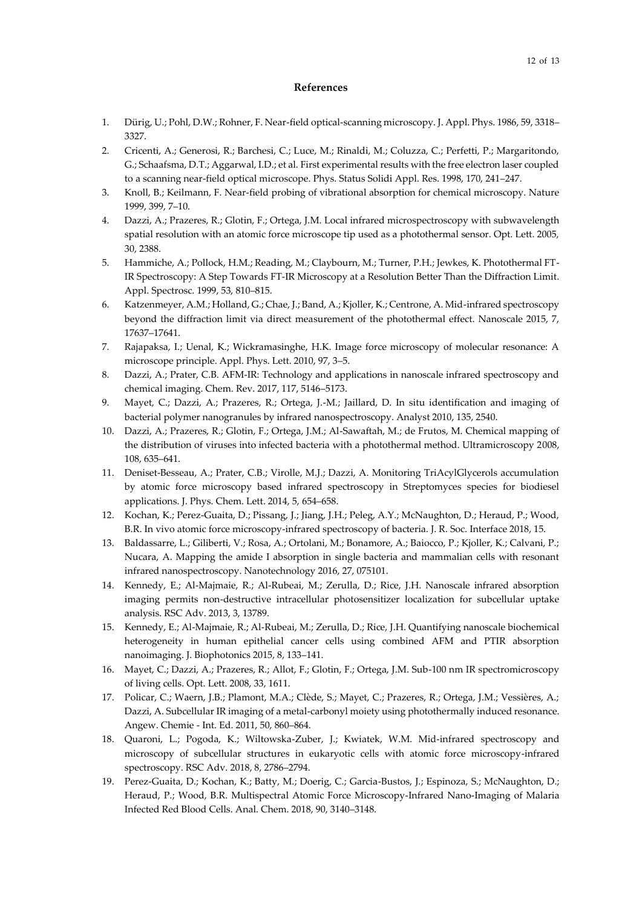# References

1. Dürig, U.; Pohl, D.W.; Rohner, F. Near-field optical-scanning microscopy. J. Appl. Phys. 1986, 59, 3318–3327.
2. Cricenti, A.; Generosi, R.; Barchesi, C.; Luce, M.; Rinaldi, M.; Coluzza, C.; Perfetti, P.; Margaritondo, G.; Schaafsma, D.T.; Aggarwal, I.D.; et al. First experimental results with the free electron laser coupled to a scanning near-field optical microscope. Phys. Status Solidi Appl. Res. 1998, 170, 241–247.
3. Knoll, B.; Keilmann, F. Near-field probing of vibrational absorption for chemical microscopy. Nature 1999, 399, 7–10.
4. Dazzi, A.; Prazeres, R.; Glotin, F.; Ortega, J.M. Local infrared microspectroscopy with subwavelength spatial resolution with an atomic force microscope tip used as a photothermal sensor. Opt. Lett. 2005, 30, 2388.
5. Hammiche, A.; Pollock, H.M.; Reading, M.; Claybourn, M.; Turner, P.H.; Jewkes, K. Photothermal FT-IR Spectroscopy: A Step Towards FT-IR Microscopy at a Resolution Better Than the Diffraction Limit. Appl. Spectrosc. 1999, 53, 810–815.
6. Katzenmeyer, A.M.; Holland, G.; Chae, J.; Band, A.; Kjoller, K.; Centrone, A. Mid-infrared spectroscopy beyond the diffraction limit via direct measurement of the photothermal effect. Nanoscale 2015, 7, 17637–17641.
7. Rajapaksa, I.; Uenal, K.; Wickramasinghe, H.K. Image force microscopy of molecular resonance: A microscope principle. Appl. Phys. Lett. 2010, 97, 3–5.
8. Dazzi, A.; Prater, C.B. AFM-IR: Technology and applications in nanoscale infrared spectroscopy and chemical imaging. Chem. Rev. 2017, 117, 5146–5173.
9. Mayet, C.; Dazzi, A.; Prazeres, R.; Ortega, J.-M.; Jaillard, D. In situ identification and imaging of bacterial polymer nanogranules by infrared nanospectroscopy. Analyst 2010, 135, 2540.
10. Dazzi, A.; Prazeres, R.; Glotin, F.; Ortega, J.M.; Al-Sawaftah, M.; de Frutos, M. Chemical mapping of the distribution of viruses into infected bacteria with a photothermal method. Ultramicroscopy 2008, 108, 635–641.
11. Deniset-Besseau, A.; Prater, C.B.; Virolle, M.J.; Dazzi, A. Monitoring TriAcylGlycerols accumulation by atomic force microscopy based infrared spectroscopy in Streptomyces species for biodiesel applications. J. Phys. Chem. Lett. 2014, 5, 654–658.
12. Kochan, K.; Perez-Guaita, D.; Pissang, J.; Jiang, J.H.; Peleg, A.Y.; McNaughton, D.; Heraud, P.; Wood, B.R. In vivo atomic force microscopy-infrared spectroscopy of bacteria. J. R. Soc. Interface 2018, 15.
13. Baldassarre, L.; Giliberti, V.; Rosa, A.; Ortolani, M.; Bonamore, A.; Baiocco, P.; Kjoller, K.; Calvani, P.; Nucara, A. Mapping the amide I absorption in single bacteria and mammalian cells with resonant infrared nanospectroscopy. Nanotechnology 2016, 27, 075101.
14. Kennedy, E.; Al-Majmaie, R.; Al-Rubeai, M.; Zerulla, D.; Rice, J.H. Nanoscale infrared absorption imaging permits non-destructive intracellular photosensitizer localization for subcellular uptake analysis. RSC Adv. 2013, 3, 13789.
15. Kennedy, E.; Al-Majmaie, R.; Al-Rubeai, M.; Zerulla, D.; Rice, J.H. Quantifying nanoscale biochemical heterogeneity in human epithelial cancer cells using combined AFM and PTIR absorption nanoimaging. J. Biophotonics 2015, 8, 133–141.
16. Mayet, C.; Dazzi, A.; Prazeres, R.; Allot, F.; Glotin, F.; Ortega, J.M. Sub-100 nm IR spectromicroscopy of living cells. Opt. Lett. 2008, 33, 1611.
17. Policar, C.; Waern, J.B.; Plamont, M.A.; Clède, S.; Mayet, C.; Prazeres, R.; Ortega, J.M.; Vessières, A.; Dazzi, A. Subcellular IR imaging of a metal-carbonyl moiety using photothermally induced resonance. Angew. Chemie - Int. Ed. 2011, 50, 860–864.
18. Quaroni, L.; Pogoda, K.; Wiltowska-Zuber, J.; Kwiatek, W.M. Mid-infrared spectroscopy and microscopy of subcellular structures in eukaryotic cells with atomic force microscopy-infrared spectroscopy. RSC Adv. 2018, 8, 2786–2794.
19. Perez-Guaita, D.; Kochan, K.; Batty, M.; Doerig, C.; Garcia-Bustos, J.; Espinoza, S.; McNaughton, D.; Heraud, P.; Wood, B.R. Multispectral Atomic Force Microscopy-Infrared Nano-Imaging of Malaria Infected Red Blood Cells. Anal. Chem. 2018, 90, 3140–3148.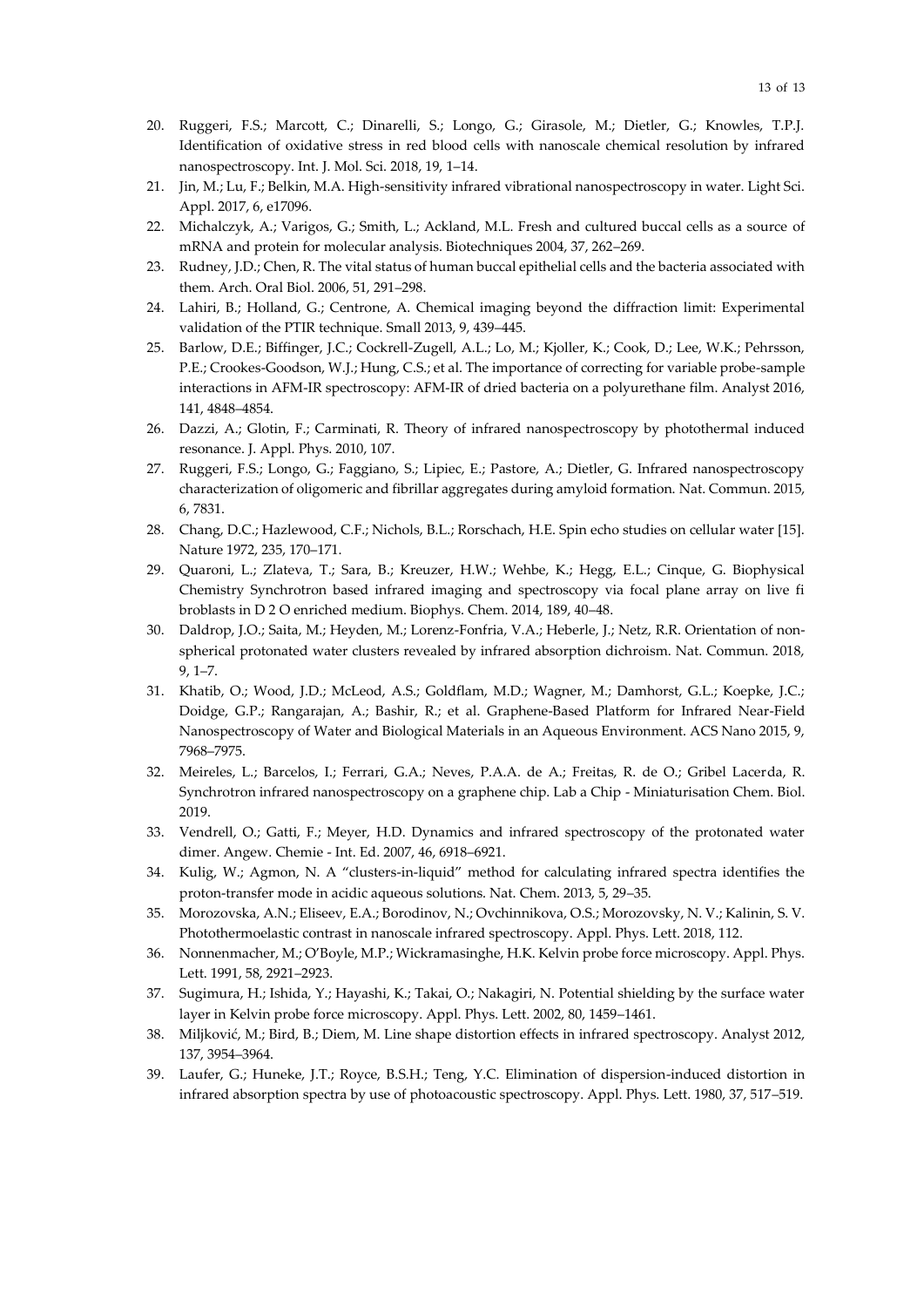20. Ruggeri, F.S.; Marcott, C.; Dinarelli, S.; Longo, G.; Girasole, M.; Dietler, G.; Knowles, T.P.J. Identification of oxidative stress in red blood cells with nanoscale chemical resolution by infrared nanospectroscopy. Int. J. Mol. Sci. 2018, 19, 1–14.
21. Jin, M.; Lu, F.; Belkin, M.A. High-sensitivity infrared vibrational nanospectroscopy in water. Light Sci. Appl. 2017, 6, e17096.
22. Michalczyk, A.; Varigos, G.; Smith, L.; Ackland, M.L. Fresh and cultured buccal cells as a source of mRNA and protein for molecular analysis. Biotechniques 2004, 37, 262–269.
23. Rudney, J.D.; Chen, R. The vital status of human buccal epithelial cells and the bacteria associated with them. Arch. Oral Biol. 2006, 51, 291–298.
24. Lahiri, B.; Holland, G.; Centrone, A. Chemical imaging beyond the diffraction limit: Experimental validation of the PTIR technique. Small 2013, 9, 439–445.
25. Barlow, D.E.; Biffinger, J.C.; Cockrell-Zugell, A.L.; Lo, M.; Kjoller, K.; Cook, D.; Lee, W.K.; Pehrsson, P.E.; Crookes-Goodson, W.J.; Hung, C.S.; et al. The importance of correcting for variable probe-sample interactions in AFM-IR spectroscopy: AFM-IR of dried bacteria on a polyurethane film. Analyst 2016, 141, 4848–4854.
26. Dazzi, A.; Glotin, F.; Carminati, R. Theory of infrared nanospectroscopy by photothermal induced resonance. J. Appl. Phys. 2010, 107.
27. Ruggeri, F.S.; Longo, G.; Faggiano, S.; Lipiec, E.; Pastore, A.; Dietler, G. Infrared nanospectroscopy characterization of oligomeric and fibrillar aggregates during amyloid formation. Nat. Commun. 2015, 6, 7831.
28. Chang, D.C.; Hazlewood, C.F.; Nichols, B.L.; Rorschach, H.E. Spin echo studies on cellular water [15]. Nature 1972, 235, 170–171.
29. Quaroni, L.; Zlateva, T.; Sara, B.; Kreuzer, H.W.; Wehbe, K.; Hegg, E.L.; Cinque, G. Biophysical Chemistry Synchrotron based infrared imaging and spectroscopy via focal plane array on live fi broblasts in D 2 O enriched medium. Biophys. Chem. 2014, 189, 40–48.
30. Daldrop, J.O.; Saita, M.; Heyden, M.; Lorenz-Fonfria, V.A.; Heberle, J.; Netz, R.R. Orientation of non-spherical protonated water clusters revealed by infrared absorption dichroism. Nat. Commun. 2018, 9, 1–7.
31. Khatib, O.; Wood, J.D.; McLeod, A.S.; Goldflam, M.D.; Wagner, M.; Damhorst, G.L.; Koepke, J.C.; Doidge, G.P.; Rangarajan, A.; Bashir, R.; et al. Graphene-Based Platform for Infrared Near-Field Nanospectroscopy of Water and Biological Materials in an Aqueous Environment. ACS Nano 2015, 9, 7968–7975.
32. Meireles, L.; Barcelos, I.; Ferrari, G.A.; Neves, P.A.A. de A.; Freitas, R. de O.; Gribel Lacerda, R. Synchrotron infrared nanospectroscopy on a graphene chip. Lab a Chip - Miniaturisation Chem. Biol. 2019.
33. Vendrell, O.; Gatti, F.; Meyer, H.D. Dynamics and infrared spectroscopy of the protonated water dimer. Angew. Chemie - Int. Ed. 2007, 46, 6918–6921.
34. Kulig, W.; Agmon, N. A "clusters-in-liquid" method for calculating infrared spectra identifies the proton-transfer mode in acidic aqueous solutions. Nat. Chem. 2013, 5, 29–35.
35. Morozovska, A.N.; Eliseev, E.A.; Borodinov, N.; Ovchinnikova, O.S.; Morozovsky, N. V.; Kalinin, S. V. Photothermoelastic contrast in nanoscale infrared spectroscopy. Appl. Phys. Lett. 2018, 112.
36. Nonnenmacher, M.; O'Boyle, M.P.; Wickramasinghe, H.K. Kelvin probe force microscopy. Appl. Phys. Lett. 1991, 58, 2921–2923.
37. Sugimura, H.; Ishida, Y.; Hayashi, K.; Takai, O.; Nakagiri, N. Potential shielding by the surface water layer in Kelvin probe force microscopy. Appl. Phys. Lett. 2002, 80, 1459–1461.
38. Miljković, M.; Bird, B.; Diem, M. Line shape distortion effects in infrared spectroscopy. Analyst 2012, 137, 3954–3964.
39. Laufer, G.; Huneke, J.T.; Royce, B.S.H.; Teng, Y.C. Elimination of dispersion-induced distortion in infrared absorption spectra by use of photoacoustic spectroscopy. Appl. Phys. Lett. 1980, 37, 517–519.